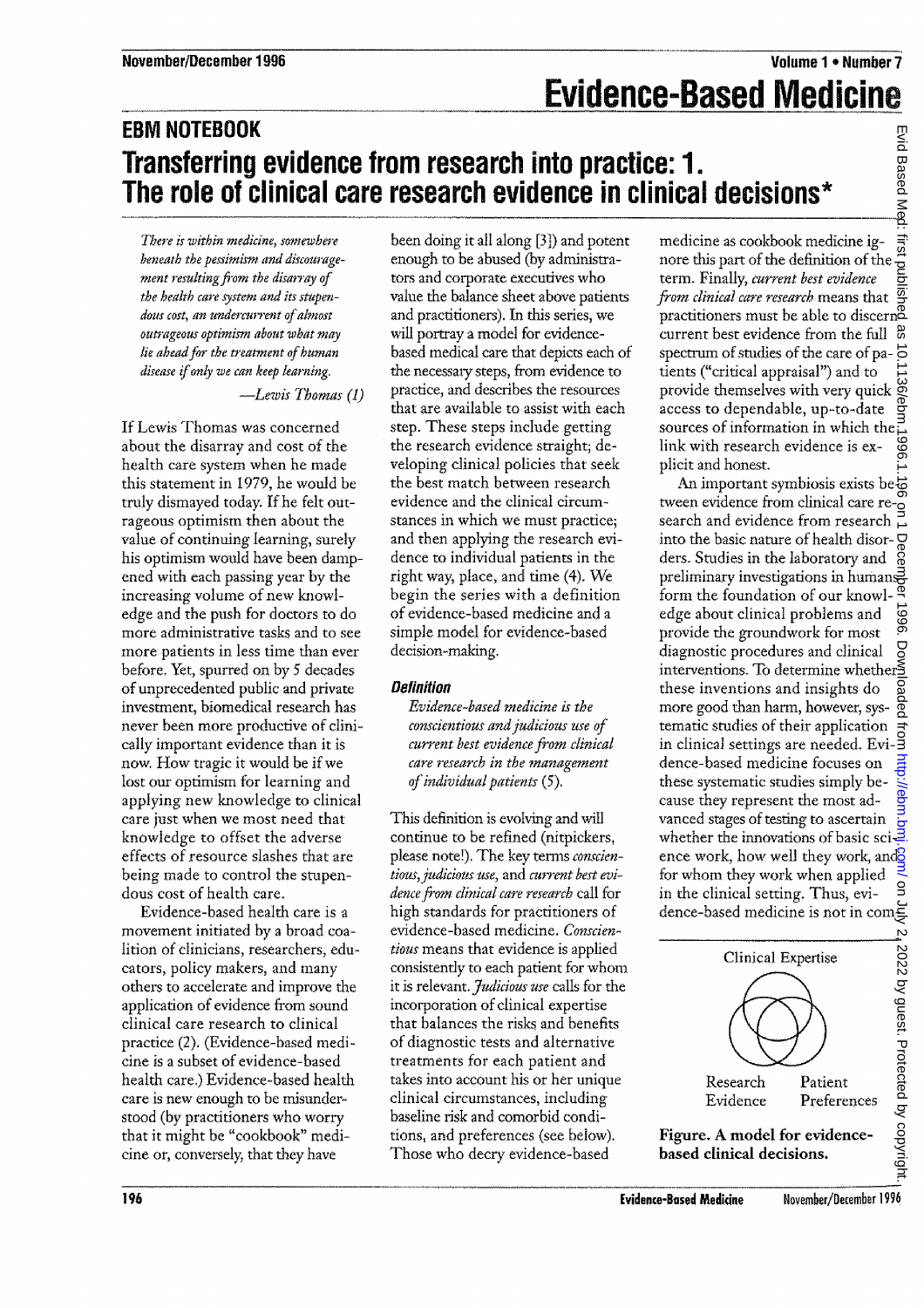## EBM NOTEBOOK

# Transferring evidence from research into practice: 1. The role of clinical care research evidence in clinical decisions*

> *There is within medicine, somewhere beneath the pessimism and discouragement resulting from the disarray of the health care system and its stupendous cost, an undercurrent of almost outrageous optimism about what may lie ahead for the treatment of human disease if only we can keep learning.*
>
> —Lewis Thomas (1)

If Lewis Thomas was concerned about the disarray and cost of the health care system when he made this statement in 1979, he would be truly dismayed today. If he felt outrageous optimism then about the value of continuing learning, surely his optimism would have been dampened with each passing year by the increasing volume of new knowledge and the push for doctors to do more administrative tasks and to see more patients in less time than ever before. Yet, spurred on by 5 decades of unprecedented public and private investment, biomedical research has never been more productive of clinically important evidence than it is now. How tragic it would be if we lost our optimism for learning and applying new knowledge to clinical care just when we most need that knowledge to offset the adverse effects of resource slashes that are being made to control the stupendous cost of health care.

Evidence-based health care is a movement initiated by a broad coalition of clinicians, researchers, educators, policy makers, and many others to accelerate and improve the application of evidence from sound clinical care research to clinical practice (2). (Evidence-based medicine is a subset of evidence-based health care.) Evidence-based health care is new enough to be misunderstood (by practitioners who worry that it might be "cookbook" medicine or, conversely, that they have been doing it all along [3]) and potent enough to be abused (by administrators and corporate executives who value the balance sheet above patients and practitioners). In this series, we will portray a model for evidence-based medical care that depicts each of the necessary steps, from evidence to practice, and describes the resources that are available to assist with each step. These steps include getting the research evidence straight; developing clinical policies that seek the best match between research evidence and the clinical circumstances in which we must practice; and then applying the research evidence to individual patients in the right way, place, and time (4). We begin the series with a definition of evidence-based medicine and a simple model for evidence-based decision-making.

### Definition

*Evidence-based medicine is the conscientious and judicious use of current best evidence from clinical care research in the management of individual patients (5).*

This definition is evolving and will continue to be refined (nitpickers, please note!). The key terms *conscientious, judicious use,* and *current best evidence from clinical care research* call for high standards for practitioners of evidence-based medicine. *Conscientious* means that evidence is applied consistently to each patient for whom it is relevant. *Judicious use* calls for the incorporation of clinical expertise that balances the risks and benefits of diagnostic tests and alternative treatments for each patient and takes into account his or her unique clinical circumstances, including baseline risk and comorbid conditions, and preferences (see below). Those who decry evidence-based medicine as cookbook medicine ignore this part of the definition of the term. Finally, *current best evidence from clinical care research* means that practitioners must be able to discern current best evidence from the full spectrum of studies of the care of patients ("critical appraisal") and to provide themselves with very quick access to dependable, up-to-date sources of information in which the link with research evidence is explicit and honest.

An important symbiosis exists between evidence from clinical care research and evidence from research into the basic nature of health disorders. Studies in the laboratory and preliminary investigations in humans form the foundation of our knowledge about clinical problems and provide the groundwork for most diagnostic procedures and clinical interventions. To determine whether these inventions and insights do more good than harm, however, systematic studies of their application in clinical settings are needed. Evidence-based medicine focuses on these systematic studies simply because they represent the most advanced stages of testing to ascertain whether the innovations of basic science work, how well they work, and for whom they work when applied in the clinical setting. Thus, evidence-based medicine is not in com

Clinical Expertise

Research Evidence

Patient Preferences

**Figure. A model for evidence-based clinical decisions.**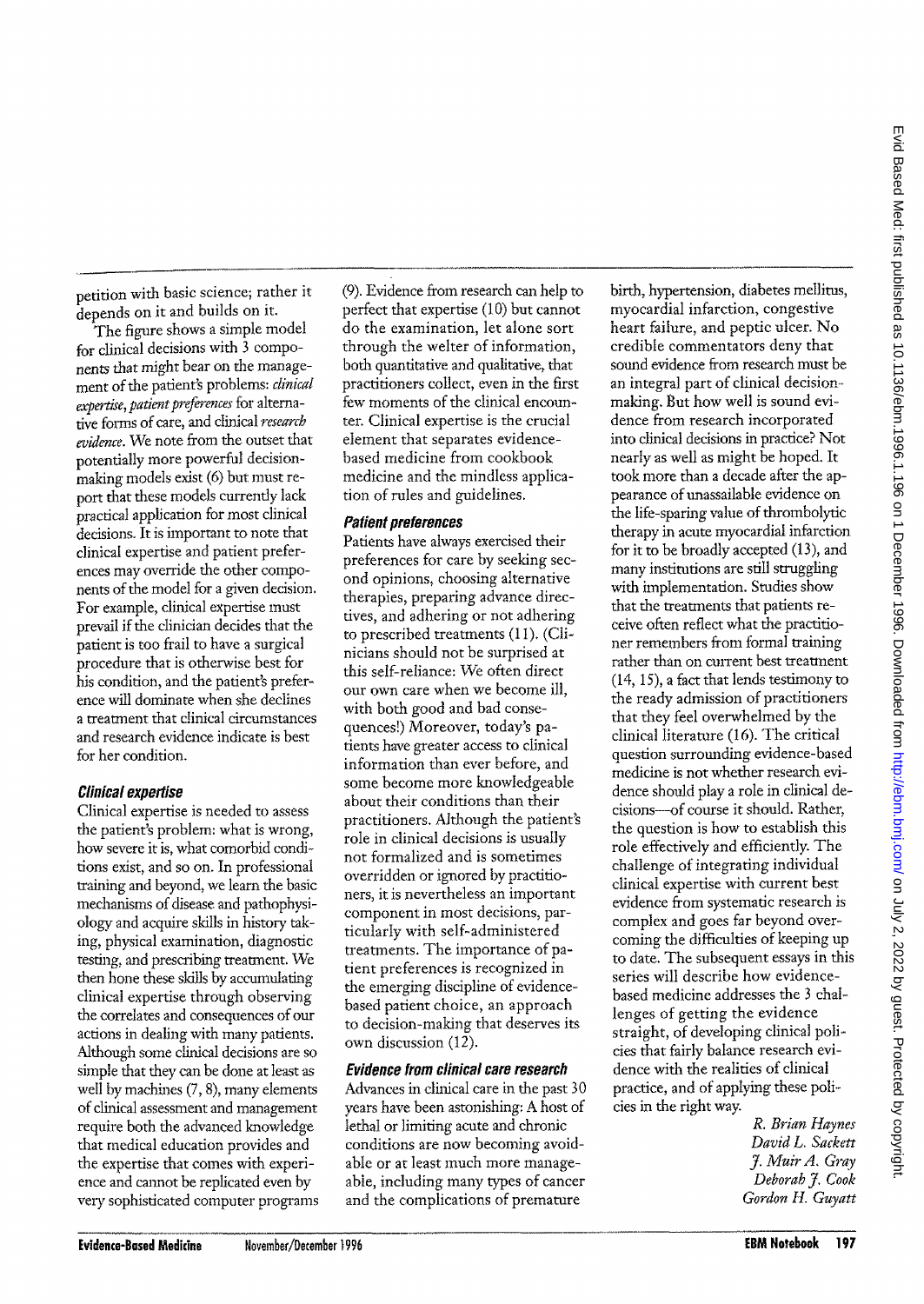petition with basic science; rather it depends on it and builds on it.

The figure shows a simple model for clinical decisions with 3 components that might bear on the management of the patient's problems: *clinical expertise*, *patient preferences* for alternative forms of care, and clinical *research evidence*. We note from the outset that potentially more powerful decision-making models exist (6) but must report that these models currently lack practical application for most clinical decisions. It is important to note that clinical expertise and patient preferences may override the other components of the model for a given decision. For example, clinical expertise must prevail if the clinician decides that the patient is too frail to have a surgical procedure that is otherwise best for his condition, and the patient's preference will dominate when she declines a treatment that clinical circumstances and research evidence indicate is best for her condition.

### Clinical expertise

Clinical expertise is needed to assess the patient's problem: what is wrong, how severe it is, what comorbid conditions exist, and so on. In professional training and beyond, we learn the basic mechanisms of disease and pathophysiology and acquire skills in history taking, physical examination, diagnostic testing, and prescribing treatment. We then hone these skills by accumulating clinical expertise through observing the correlates and consequences of our actions in dealing with many patients. Although some clinical decisions are so simple that they can be done at least as well by machines (7, 8), many elements of clinical assessment and management require both the advanced knowledge that medical education provides and the expertise that comes with experience and cannot be replicated even by very sophisticated computer programs (9). Evidence from research can help to perfect that expertise (10) but cannot do the examination, let alone sort through the welter of information, both quantitative and qualitative, that practitioners collect, even in the first few moments of the clinical encounter. Clinical expertise is the crucial element that separates evidence-based medicine from cookbook medicine and the mindless application of rules and guidelines.

### Patient preferences

Patients have always exercised their preferences for care by seeking second opinions, choosing alternative therapies, preparing advance directives, and adhering or not adhering to prescribed treatments (11). (Clinicians should not be surprised at this self-reliance: We often direct our own care when we become ill, with both good and bad consequences!) Moreover, today's patients have greater access to clinical information than ever before, and some become more knowledgeable about their conditions than their practitioners. Although the patient's role in clinical decisions is usually not formalized and is sometimes overridden or ignored by practitioners, it is nevertheless an important component in most decisions, particularly with self-administered treatments. The importance of patient preferences is recognized in the emerging discipline of evidence-based patient choice, an approach to decision-making that deserves its own discussion (12).

### Evidence from clinical care research

Advances in clinical care in the past 30 years have been astonishing: A host of lethal or limiting acute and chronic conditions are now becoming avoidable or at least much more manageable, including many types of cancer and the complications of premature birth, hypertension, diabetes mellitus, myocardial infarction, congestive heart failure, and peptic ulcer. No credible commentators deny that sound evidence from research must be an integral part of clinical decision-making. But how well is sound evidence from research incorporated into clinical decisions in practice? Not nearly as well as might be hoped. It took more than a decade after the appearance of unassailable evidence on the life-sparing value of thrombolytic therapy in acute myocardial infarction for it to be broadly accepted (13), and many institutions are still struggling with implementation. Studies show that the treatments that patients receive often reflect what the practitioner remembers from formal training rather than on current best treatment (14, 15), a fact that lends testimony to the ready admission of practitioners that they feel overwhelmed by the clinical literature (16). The critical question surrounding evidence-based medicine is not whether research evidence should play a role in clinical decisions—of course it should. Rather, the question is how to establish this role effectively and efficiently. The challenge of integrating individual clinical expertise with current best evidence from systematic research is complex and goes far beyond overcoming the difficulties of keeping up to date. The subsequent essays in this series will describe how evidence-based medicine addresses the 3 challenges of getting the evidence straight, of developing clinical policies that fairly balance research evidence with the realities of clinical practice, and of applying these policies in the right way.

*R. Brian Haynes*
*David L. Sackett*
*J. Muir A. Gray*
*Deborah J. Cook*
*Gordon H. Guyatt*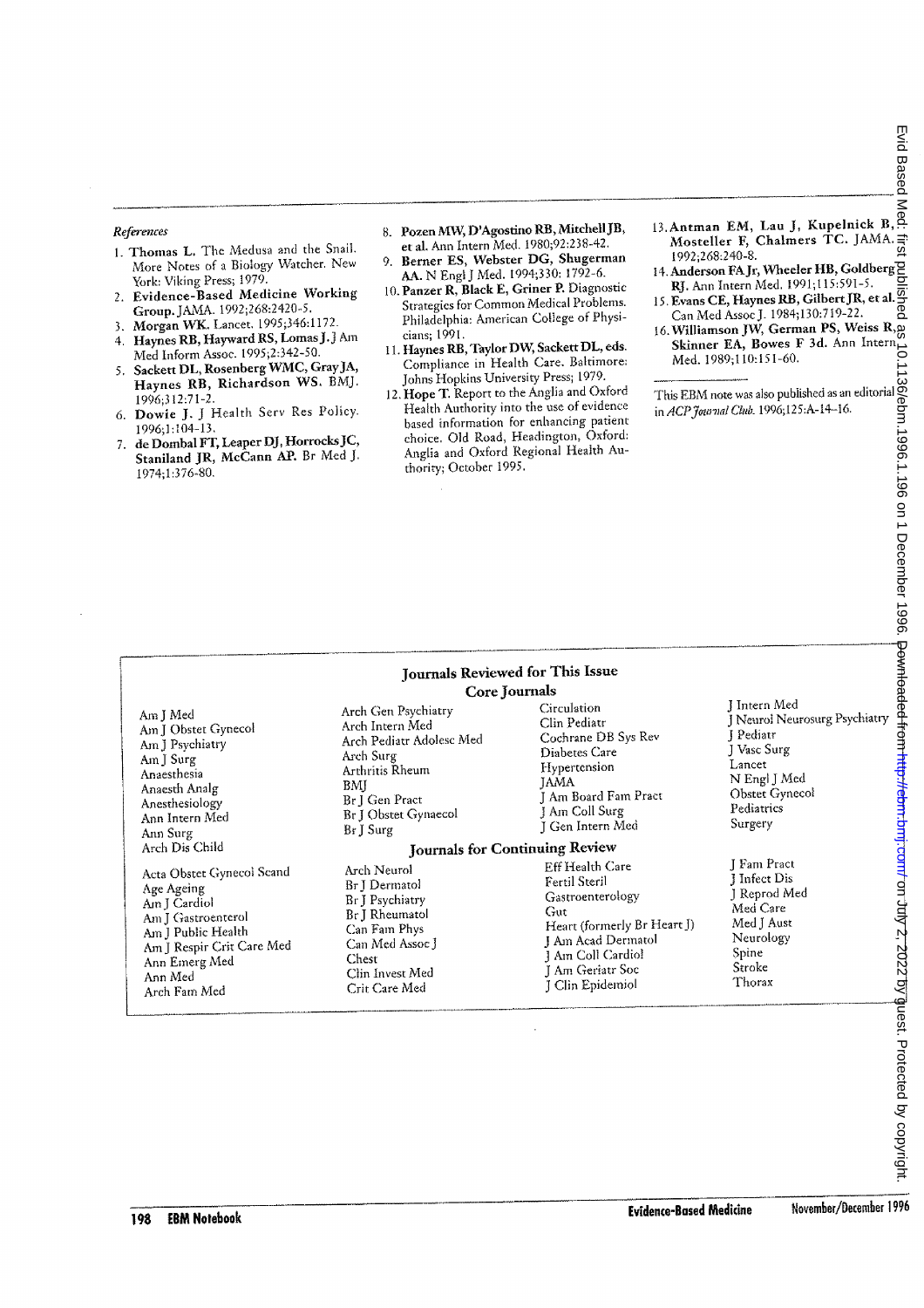*References*

1. **Thomas L.** The Medusa and the Snail. More Notes of a Biology Watcher. New York: Viking Press; 1979.
2. **Evidence-Based Medicine Working Group.** JAMA. 1992;268:2420-5.
3. **Morgan WK.** Lancet. 1995;346:1172.
4. **Haynes RB, Hayward RS, Lomas J.** J Am Med Inform Assoc. 1995;2:342-50.
5. **Sackett DL, Rosenberg WMC, Gray JA, Haynes RB, Richardson WS.** BMJ. 1996;312:71-2.
6. **Dowie J.** J Health Serv Res Policy. 1996;1:104-13.
7. **de Dombal FT, Leaper DJ, Horrocks JC, Staniland JR, McCann AP.** Br Med J. 1974;1:376-80.
8. **Pozen MW, D'Agostino RB, Mitchell JB, et al.** Ann Intern Med. 1980;92:238-42.
9. **Berner ES, Webster DG, Shugerman AA.** N Engl J Med. 1994;330: 1792-6.
10. **Panzer R, Black E, Griner P.** Diagnostic Strategies for Common Medical Problems. Philadelphia: American College of Physicians; 1991.
11. **Haynes RB, Taylor DW, Sackett DL, eds.** Compliance in Health Care. Baltimore: Johns Hopkins University Press; 1979.
12. **Hope T.** Report to the Anglia and Oxford Health Authority into the use of evidence based information for enhancing patient choice. Old Road, Headington, Oxford: Anglia and Oxford Regional Health Authority; October 1995.
13. **Antman EM, Lau J, Kupelnick B, Mosteller F, Chalmers TC.** JAMA. 1992;268:240-8.
14. **Anderson FA Jr, Wheeler HB, Goldberg RJ.** Ann Intern Med. 1991;115:591-5.
15. **Evans CE, Haynes RB, Gilbert JR, et al.** Can Med Assoc J. 1984;130:719-22.
16. **Williamson JW, German PS, Weiss R, Skinner EA, Bowes F 3d.** Ann Intern Med. 1989;110:151-60.

This EBM note was also published as an editorial in *ACP Journal Club.* 1996;125:A-14-16.

## Journals Reviewed for This Issue

### Core Journals

Am J Med
Am J Obstet Gynecol
Am J Psychiatry
Am J Surg
Anaesthesia
Anaesth Analg
Anesthesiology
Ann Intern Med
Ann Surg
Arch Dis Child
Arch Gen Psychiatry
Arch Intern Med
Arch Pediatr Adolesc Med
Arch Surg
Arthritis Rheum
BMJ
Br J Gen Pract
Br J Obstet Gynaecol
Br J Surg
Circulation
Clin Pediatr
Cochrane DB Sys Rev
Diabetes Care
Hypertension
JAMA
J Am Board Fam Pract
J Am Coll Surg
J Gen Intern Med
J Intern Med
J Neurol Neurosurg Psychiatry
J Pediatr
J Vasc Surg
Lancet
N Engl J Med
Obstet Gynecol
Pediatrics
Surgery

### Journals for Continuing Review

Acta Obstet Gynecol Scand
Age Ageing
Am J Cardiol
Am J Gastroenterol
Am J Public Health
Am J Respir Crit Care Med
Ann Emerg Med
Ann Med
Arch Fam Med
Arch Neurol
Br J Dermatol
Br J Psychiatry
Br J Rheumatol
Can Fam Phys
Can Med Assoc J
Chest
Clin Invest Med
Crit Care Med
Eff Health Care
Fertil Steril
Gastroenterology
Gut
Heart (formerly Br Heart J)
J Am Acad Dermatol
J Am Coll Cardiol
J Am Geriatr Soc
J Clin Epidemiol
J Fam Pract
J Infect Dis
J Reprod Med
Med Care
Med J Aust
Neurology
Spine
Stroke
Thorax